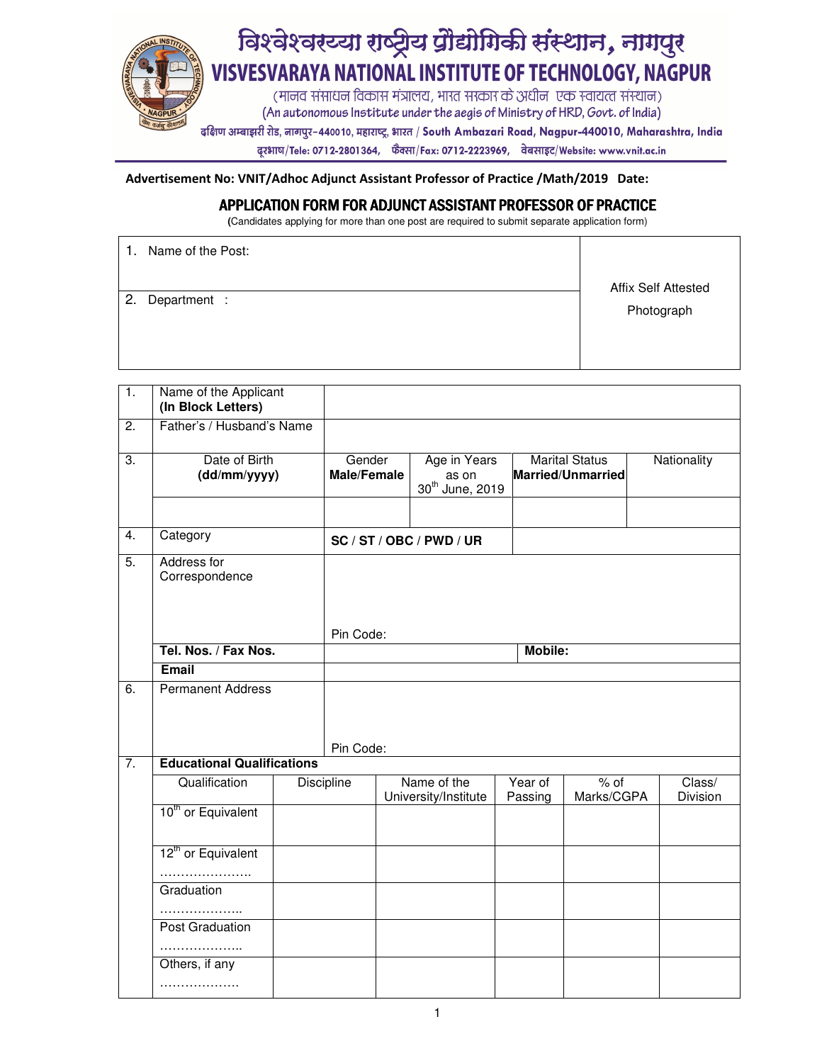# विश्वेश्वरय्या राष्ट्रीय प्रौद्योगिकी संस्थान, नागपुर

# VISVESVARAYA NATIONAL INSTITUTE OF TECHNOLOGY, NAGPUR

(मानव संसाधन विकास मंत्रालय, भारत सरकार के अधीन एक स्वायत्त संस्थान)

(An autonomous Institute under the aegis of Ministry of HRD, Govt. of India)

दक्षिण अम्बाझरी रोड, नागपुर-440010, महाराष्ट्र, भारत / South Ambazari Road, Nagpur-440010, Maharashtra, India

दूरभाष/Tele: 0712-2801364, फैक्स/Fax: 0712-2223969, वेबसाइट/Website: www.vnit.ac.in

**Advertisement No: VNIT/Adhoc Adjunct Assistant Professor of Practice /Math/2019 Date:**

## APPLICATION FORM FOR ADJUNCT ASSISTANT PROFESSOR OF PRACTICE

(Candidates applying for more than one post are required to submit separate application form)

| | |
|---|---|
| 1. Name of the Post: | Affix Self Attested Photograph |
| 2. Department : | |

| | | | | | | |
|---|---|---|---|---|---|---|
| 1. | Name of the Applicant **(In Block Letters)** | | | | | |
| 2. | Father's / Husband's Name | | | | | |
| 3. | Date of Birth **(dd/mm/yyyy)** | Gender **Male/Female** | Age in Years as on 30th June, 2019 | Marital Status **Married/Unmarried** | Nationality | |
| | | | | | | |
| 4. | Category | **SC / ST / OBC / PWD / UR** | | | | |
| 5. | Address for Correspondence | Pin Code: | | | | |
| | **Tel. Nos. / Fax Nos.** | | | **Mobile:** | | |
| | **Email** | | | | | |
| 6. | Permanent Address | Pin Code: | | | | |

| | | | | | | |
|---|---|---|---|---|---|---|
| 7. | **Educational Qualifications** | | | | | |
| Qualification | Discipline | Name of the University/Institute | Year of Passing | % of Marks/CGPA | Class/ Division |
| 10th or Equivalent | | | | | |
| 12th or Equivalent ………………….. | | | | | |
| Graduation ……………….. | | | | | |
| Post Graduation ……………….. | | | | | |
| Others, if any ………………. | | | | | |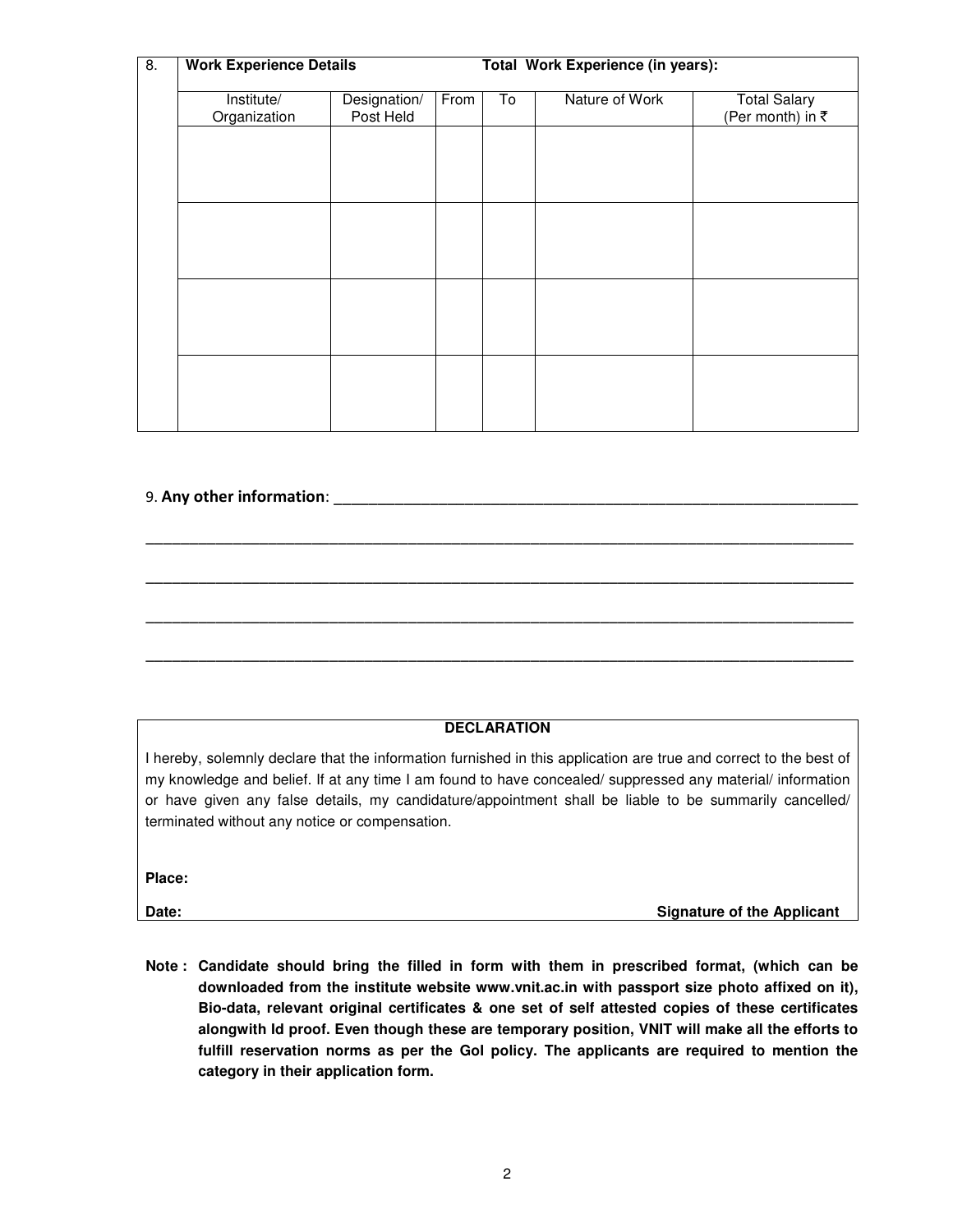| 8. | **Work Experience Details** | | | | **Total Work Experience (in years):** | |
|---|---|---|---|---|---|---|
| | Institute/ Organization | Designation/ Post Held | From | To | Nature of Work | Total Salary (Per month) in ₹ |
| | | | | | | |
| | | | | | | |
| | | | | | | |
| | | | | | | |

9. **Any other information**: ____________________________________________________________

______________________________________________________________________________

______________________________________________________________________________

______________________________________________________________________________

______________________________________________________________________________

**DECLARATION**

I hereby, solemnly declare that the information furnished in this application are true and correct to the best of my knowledge and belief. If at any time I am found to have concealed/ suppressed any material/ information or have given any false details, my candidature/appointment shall be liable to be summarily cancelled/ terminated without any notice or compensation.

**Place:**

**Date:** **Signature of the Applicant**

**Note : Candidate should bring the filled in form with them in prescribed format, (which can be downloaded from the institute website www.vnit.ac.in with passport size photo affixed on it), Bio-data, relevant original certificates & one set of self attested copies of these certificates alongwith Id proof. Even though these are temporary position, VNIT will make all the efforts to fulfill reservation norms as per the GoI policy. The applicants are required to mention the category in their application form.**